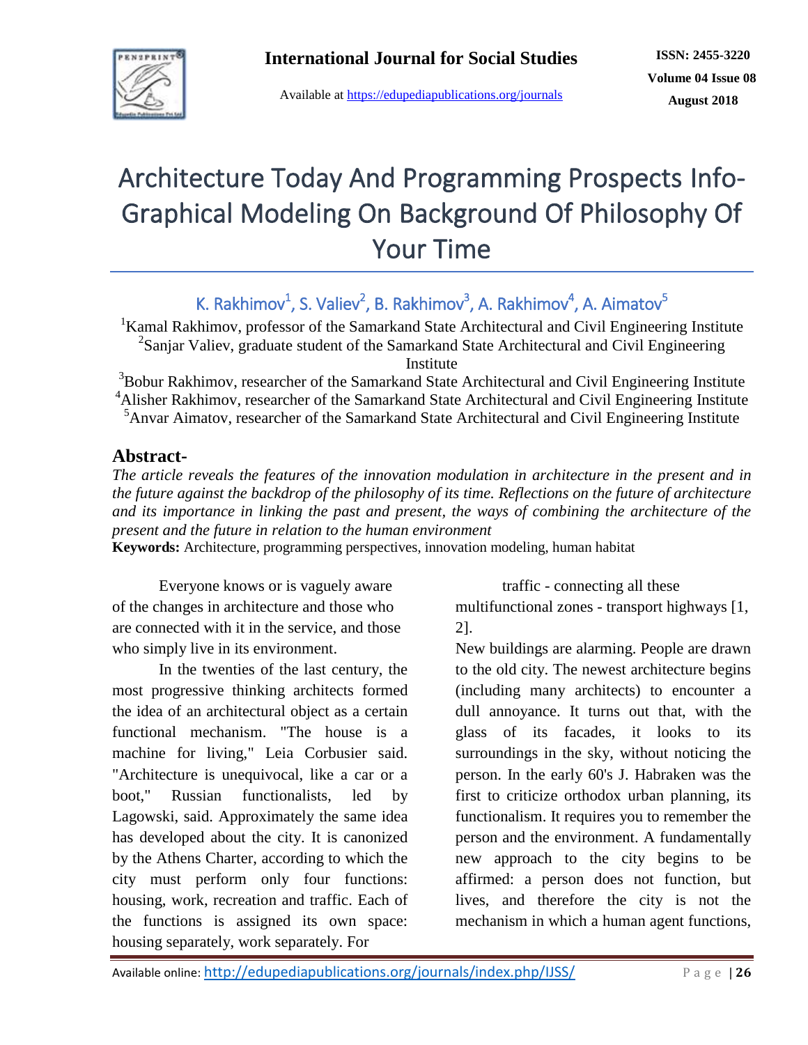# Architecture Today And Programming Prospects Info-Graphical Modeling On Background Of Philosophy Of Your Time

K. Rakhimov[1], S. Valiev[2], B. Rakhimov[3], A. Rakhimov[4], A. Aimatov[5]

[1]Kamal Rakhimov, professor of the Samarkand State Architectural and Civil Engineering Institute
[2]Sanjar Valiev, graduate student of the Samarkand State Architectural and Civil Engineering Institute
[3]Bobur Rakhimov, researcher of the Samarkand State Architectural and Civil Engineering Institute
[4]Alisher Rakhimov, researcher of the Samarkand State Architectural and Civil Engineering Institute
[5]Anvar Aimatov, researcher of the Samarkand State Architectural and Civil Engineering Institute

## Abstract-

*The article reveals the features of the innovation modulation in architecture in the present and in the future against the backdrop of the philosophy of its time. Reflections on the future of architecture and its importance in linking the past and present, the ways of combining the architecture of the present and the future in relation to the human environment*

**Keywords:** Architecture, programming perspectives, innovation modeling, human habitat

Everyone knows or is vaguely aware of the changes in architecture and those who are connected with it in the service, and those who simply live in its environment.

In the twenties of the last century, the most progressive thinking architects formed the idea of an architectural object as a certain functional mechanism. "The house is a machine for living," Leia Corbusier said. "Architecture is unequivocal, like a car or a boot," Russian functionalists, led by Lagowski, said. Approximately the same idea has developed about the city. It is canonized by the Athens Charter, according to which the city must perform only four functions: housing, work, recreation and traffic. Each of the functions is assigned its own space: housing separately, work separately. For traffic - connecting all these multifunctional zones - transport highways [1, 2].

New buildings are alarming. People are drawn to the old city. The newest architecture begins (including many architects) to encounter a dull annoyance. It turns out that, with the glass of its facades, it looks to its surroundings in the sky, without noticing the person. In the early 60's J. Habraken was the first to criticize orthodox urban planning, its functionalism. It requires you to remember the person and the environment. A fundamentally new approach to the city begins to be affirmed: a person does not function, but lives, and therefore the city is not the mechanism in which a human agent functions,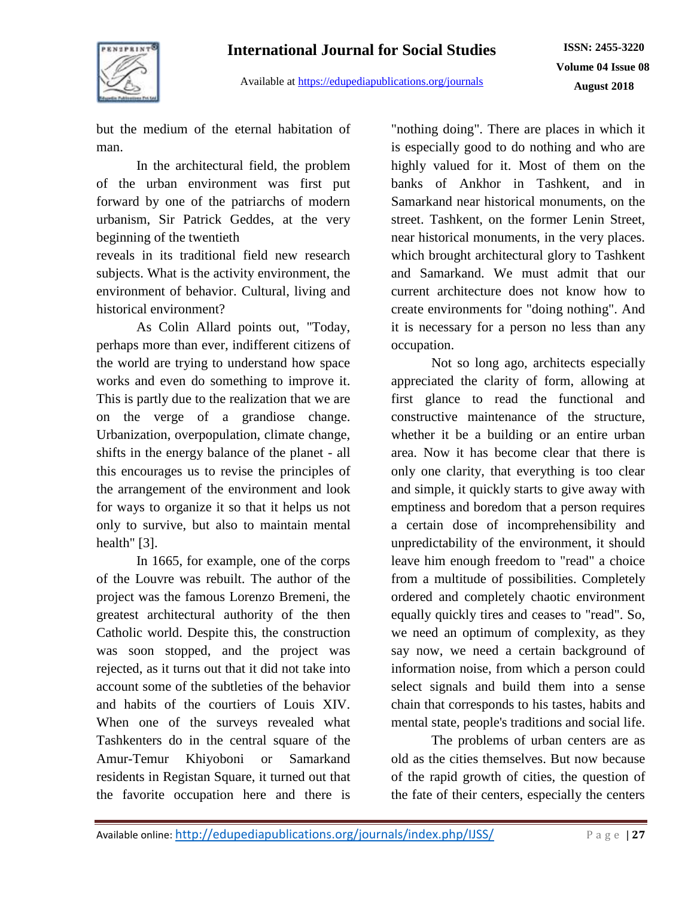but the medium of the eternal habitation of man.

In the architectural field, the problem of the urban environment was first put forward by one of the patriarchs of modern urbanism, Sir Patrick Geddes, at the very beginning of the twentieth
reveals in its traditional field new research subjects. What is the activity environment, the environment of behavior. Cultural, living and historical environment?

As Colin Allard points out, "Today, perhaps more than ever, indifferent citizens of the world are trying to understand how space works and even do something to improve it. This is partly due to the realization that we are on the verge of a grandiose change. Urbanization, overpopulation, climate change, shifts in the energy balance of the planet - all this encourages us to revise the principles of the arrangement of the environment and look for ways to organize it so that it helps us not only to survive, but also to maintain mental health" [3].

In 1665, for example, one of the corps of the Louvre was rebuilt. The author of the project was the famous Lorenzo Bremeni, the greatest architectural authority of the then Catholic world. Despite this, the construction was soon stopped, and the project was rejected, as it turns out that it did not take into account some of the subtleties of the behavior and habits of the courtiers of Louis XIV. When one of the surveys revealed what Tashkenters do in the central square of the Amur-Temur Khiyoboni or Samarkand residents in Registan Square, it turned out that the favorite occupation here and there is "nothing doing". There are places in which it is especially good to do nothing and who are highly valued for it. Most of them on the banks of Ankhor in Tashkent, and in Samarkand near historical monuments, on the street. Tashkent, on the former Lenin Street, near historical monuments, in the very places. which brought architectural glory to Tashkent and Samarkand. We must admit that our current architecture does not know how to create environments for "doing nothing". And it is necessary for a person no less than any occupation.

Not so long ago, architects especially appreciated the clarity of form, allowing at first glance to read the functional and constructive maintenance of the structure, whether it be a building or an entire urban area. Now it has become clear that there is only one clarity, that everything is too clear and simple, it quickly starts to give away with emptiness and boredom that a person requires a certain dose of incomprehensibility and unpredictability of the environment, it should leave him enough freedom to "read" a choice from a multitude of possibilities. Completely ordered and completely chaotic environment equally quickly tires and ceases to "read". So, we need an optimum of complexity, as they say now, we need a certain background of information noise, from which a person could select signals and build them into a sense chain that corresponds to his tastes, habits and mental state, people's traditions and social life.

The problems of urban centers are as old as the cities themselves. But now because of the rapid growth of cities, the question of the fate of their centers, especially the centers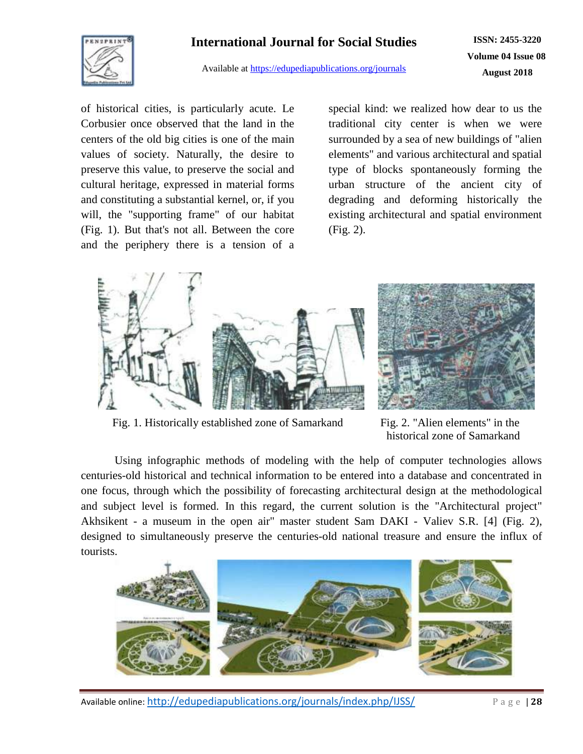of historical cities, is particularly acute. Le Corbusier once observed that the land in the centers of the old big cities is one of the main values of society. Naturally, the desire to preserve this value, to preserve the social and cultural heritage, expressed in material forms and constituting a substantial kernel, or, if you will, the "supporting frame" of our habitat (Fig. 1). But that's not all. Between the core and the periphery there is a tension of a special kind: we realized how dear to us the traditional city center is when we were surrounded by a sea of new buildings of "alien elements" and various architectural and spatial type of blocks spontaneously forming the urban structure of the ancient city of degrading and deforming historically the existing architectural and spatial environment (Fig. 2).

Fig. 1. Historically established zone of Samarkand

Fig. 2. "Alien elements" in the historical zone of Samarkand

Using infographic methods of modeling with the help of computer technologies allows centuries-old historical and technical information to be entered into a database and concentrated in one focus, through which the possibility of forecasting architectural design at the methodological and subject level is formed. In this regard, the current solution is the "Architectural project" Akhsikent - a museum in the open air" master student Sam DAKI - Valiev S.R. [4] (Fig. 2), designed to simultaneously preserve the centuries-old national treasure and ensure the influx of tourists.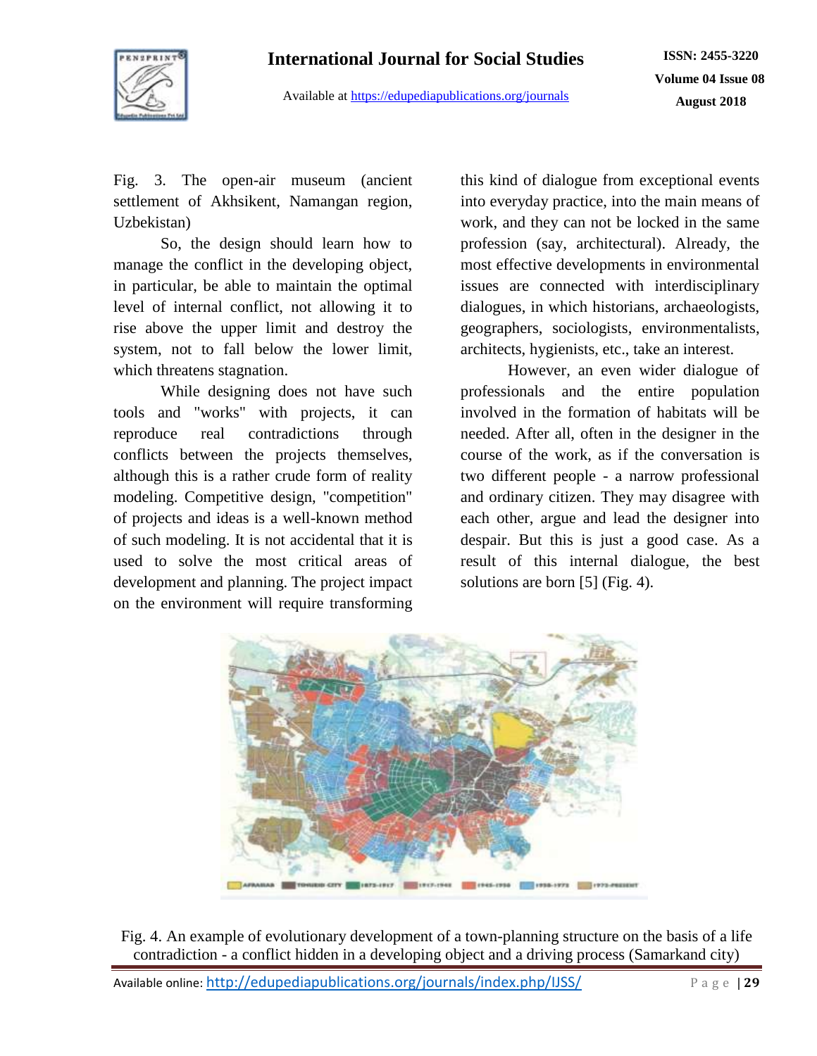Fig. 3. The open-air museum (ancient settlement of Akhsikent, Namangan region, Uzbekistan)

So, the design should learn how to manage the conflict in the developing object, in particular, be able to maintain the optimal level of internal conflict, not allowing it to rise above the upper limit and destroy the system, not to fall below the lower limit, which threatens stagnation.

While designing does not have such tools and "works" with projects, it can reproduce real contradictions through conflicts between the projects themselves, although this is a rather crude form of reality modeling. Competitive design, "competition" of projects and ideas is a well-known method of such modeling. It is not accidental that it is used to solve the most critical areas of development and planning. The project impact on the environment will require transforming this kind of dialogue from exceptional events into everyday practice, into the main means of work, and they can not be locked in the same profession (say, architectural). Already, the most effective developments in environmental issues are connected with interdisciplinary dialogues, in which historians, archaeologists, geographers, sociologists, environmentalists, architects, hygienists, etc., take an interest.

However, an even wider dialogue of professionals and the entire population involved in the formation of habitats will be needed. After all, often in the designer in the course of the work, as if the conversation is two different people - a narrow professional and ordinary citizen. They may disagree with each other, argue and lead the designer into despair. But this is just a good case. As a result of this internal dialogue, the best solutions are born [5] (Fig. 4).

Fig. 4. An example of evolutionary development of a town-planning structure on the basis of a life contradiction - a conflict hidden in a developing object and a driving process (Samarkand city)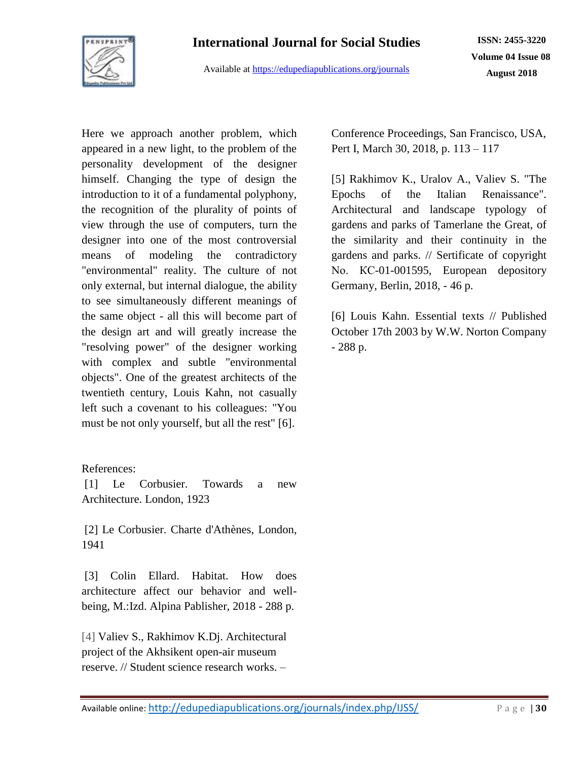Here we approach another problem, which appeared in a new light, to the problem of the personality development of the designer himself. Changing the type of design the introduction to it of a fundamental polyphony, the recognition of the plurality of points of view through the use of computers, turn the designer into one of the most controversial means of modeling the contradictory "environmental" reality. The culture of not only external, but internal dialogue, the ability to see simultaneously different meanings of the same object - all this will become part of the design art and will greatly increase the "resolving power" of the designer working with complex and subtle "environmental objects". One of the greatest architects of the twentieth century, Louis Kahn, not casually left such a covenant to his colleagues: "You must be not only yourself, but all the rest" [6].

References:

[1] Le Corbusier. Towards a new Architecture. London, 1923

[2] Le Corbusier. Charte d'Athènes, London, 1941

[3] Colin Ellard. Habitat. How does architecture affect our behavior and well-being, M.:Izd. Alpina Pablisher, 2018 - 288 p.

[4] Valiev S., Rakhimov K.Dj. Architectural project of the Akhsikent open-air museum reserve. // Student science research works. – Conference Proceedings, San Francisco, USA, Pert I, March 30, 2018, p. 113 – 117

[5] Rakhimov K., Uralov A., Valiev S. "The Epochs of the Italian Renaissance". Architectural and landscape typology of gardens and parks of Tamerlane the Great, of the similarity and their continuity in the gardens and parks. // Sertificate of copyright No. KC-01-001595, European depository Germany, Berlin, 2018, - 46 p.

[6] Louis Kahn. Essential texts // Published October 17th 2003 by W.W. Norton Company - 288 p.